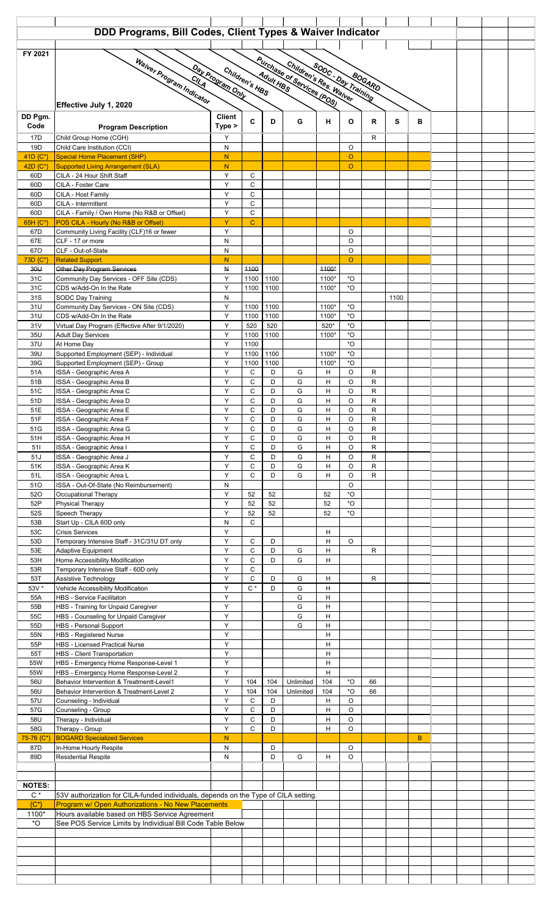# DDD Programs, Bill Codes, Client Types & Waiver Indicator

**FY 2021**

Effective July 1, 2020

| DD Pgm. Code | Program Description | Client Type > (Waiver Program Indicator) | C (CILA) | D (Day Program Only) | G (Children's HBS) | H (Adult HBS) | O (Purchase of Services (POS)) | R (Children's Res. Waiver) | S (SODC - Day Training) | B (BOGARD) |
|---|---|---|---|---|---|---|---|---|---|---|
| 17D | Child Group Home (CGH) | Y | | | | | | R | | |
| 19D | Child Care Institution (CCI) | N | | | | | O | | | |
| 41D {C*} | Special Home Placement (SHP) | N | | | | | O | | | |
| 42D {C*} | Supported Living Arrangement (SLA) | N | | | | | O | | | |
| 60D | CILA - 24 Hour Shift Staff | Y | C | | | | | | | |
| 60D | CILA - Foster Care | Y | C | | | | | | | |
| 60D | CILA - Host Family | Y | C | | | | | | | |
| 60D | CILA - Intermittent | Y | C | | | | | | | |
| 60D | CILA - Family / Own Home (No R&B or Offset) | Y | C | | | | | | | |
| 65H {C*} | POS CILA - Hourly (No R&B or Offset) | Y | C | | | | | | | |
| 67D | Community Living Facility (CLF)16 or fewer | Y | | | | | O | | | |
| 67E | CLF - 17 or more | N | | | | | O | | | |
| 67O | CLF - Out-of-State | N | | | | | O | | | |
| 73D {C*} | Related Support | N | | | | | O | | | |
| ~~30U~~ | ~~Other Day Program Services~~ | ~~N~~ | ~~1100~~ | | | ~~1100*~~ | | | | |
| 31C | Community Day Services - OFF Site (CDS) | Y | 1100 | 1100 | | 1100* | *O | | | |
| 31C | CDS w/Add-On In the Rate | Y | 1100 | 1100 | | 1100* | *O | | | |
| 31S | SODC Day Training | N | | | | | | | 1100 | |
| 31U | Community Day Services - ON Site (CDS) | Y | 1100 | 1100 | | 1100* | *O | | | |
| 31U | CDS w/Add-On In the Rate | Y | 1100 | 1100 | | 1100* | *O | | | |
| 31V | Virtual Day Program (Effective After 9/1/2020) | Y | 520 | 520 | | 520* | *O | | | |
| 35U | Adult Day Services | Y | 1100 | 1100 | | 1100* | *O | | | |
| 37U | At Home Day | Y | 1100 | | | | *O | | | |
| 39U | Supported Employment (SEP) - Individual | Y | 1100 | 1100 | | 1100* | *O | | | |
| 39G | Supported Employment (SEP) - Group | Y | 1100 | 1100 | | 1100* | *O | | | |
| 51A | ISSA - Geographic Area A | Y | C | D | G | H | O | R | | |
| 51B | ISSA - Geographic Area B | Y | C | D | G | H | O | R | | |
| 51C | ISSA - Geographic Area C | Y | C | D | G | H | O | R | | |
| 51D | ISSA - Geographic Area D | Y | C | D | G | H | O | R | | |
| 51E | ISSA - Geographic Area E | Y | C | D | G | H | O | R | | |
| 51F | ISSA - Geographic Area F | Y | C | D | G | H | O | R | | |
| 51G | ISSA - Geographic Area G | Y | C | D | G | H | O | R | | |
| 51H | ISSA - Geographic Area H | Y | C | D | G | H | O | R | | |
| 51I | ISSA - Geographic Area I | Y | C | D | G | H | O | R | | |
| 51J | ISSA - Geographic Area J | Y | C | D | G | H | O | R | | |
| 51K | ISSA - Geographic Area K | Y | C | D | G | H | O | R | | |
| 51L | ISSA - Geographic Area L | Y | C | D | G | H | O | R | | |
| 51O | ISSA - Out-Of-State (No Reimbursement) | N | | | | | O | | | |
| 52O | Occupational Therapy | Y | 52 | 52 | | 52 | *O | | | |
| 52P | Physical Therapy | Y | 52 | 52 | | 52 | *O | | | |
| 52S | Speech Therapy | Y | 52 | 52 | | 52 | *O | | | |
| 53B | Start Up - CILA 60D only | N | C | | | | | | | |
| 53C | Crisis Services | Y | | | | H | | | | |
| 53D | Temporary Intensive Staff - 31C/31U DT only | Y | C | D | | H | O | | | |
| 53E | Adaptive Equipment | Y | C | D | G | H | | R | | |
| 53H | Home Accessibility Modification | Y | C | D | G | H | | | | |
| 53R | Temporary Intensive Staff - 60D only | Y | C | | | | | | | |
| 53T | Assistive Technology | Y | C | D | G | H | | R | | |
| 53V * | Vehicle Accessibility Modification | Y | C * | D | G | H | | | | |
| 55A | HBS - Service Facilitaton | Y | | | G | H | | | | |
| 55B | HBS - Training for Unpaid Caregiver | Y | | | G | H | | | | |
| 55C | HBS - Counseling for Unpaid Caregiver | Y | | | G | H | | | | |
| 55D | HBS - Personal Support | Y | | | G | H | | | | |
| 55N | HBS - Registered Nurse | Y | | | | H | | | | |
| 55P | HBS - Licensed Practical Nurse | Y | | | | H | | | | |
| 55T | HBS - Client Transportation | Y | | | | H | | | | |
| 55W | HBS - Emergency Home Response-Level 1 | Y | | | | H | | | | |
| 55W | HBS - Emergency Home Response-Level 2 | Y | | | | H | | | | |
| 56U | Behavior Intervention & Treatmentt-Level1 | Y | 104 | 104 | Unlimited | 104 | *O | 66 | | |
| 56U | Behavior Intervention & Treatment-Level 2 | Y | 104 | 104 | Unlimited | 104 | *O | 66 | | |
| 57U | Counseling - Individual | Y | C | D | | H | O | | | |
| 57G | Counseling - Group | Y | C | D | | H | O | | | |
| 58U | Therapy - Individual | Y | C | D | | H | O | | | |
| 58G | Therapy - Group | Y | C | D | | H | O | | | |
| 75-76 {C*} | BOGARD Specialized Services | N | | | | | | | | B |
| 87D | In-Home Hourly Respite | N | | D | | | O | | | |
| 89D | Residential Respite | N | | D | G | H | O | | | |

**NOTES:**

| | |
|---|---|
| C * | 53V authorization for CILA-funded individuals, depends on the Type of CILA setting. |
| {C*} | Program w/ Open Authorizations - No New Placements |
| 1100* | Hours available based on HBS Service Agreement |
| *O | See POS Service Limits by Individiual Bill Code Table Below |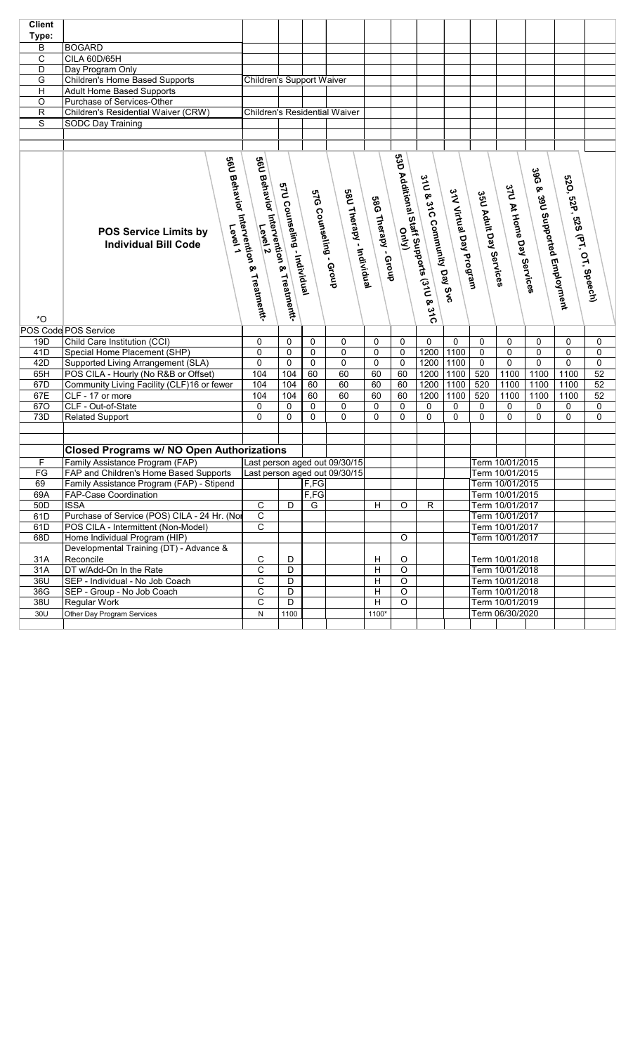| Client Type: | | |
|---|---|---|
| B | BOGARD | |
| C | CILA 60D/65H | |
| D | Day Program Only | |
| G | Children's Home Based Supports | Children's Support Waiver |
| H | Adult Home Based Supports | |
| O | Purchase of Services-Other | |
| R | Children's Residential Waiver (CRW) | Children's Residential Waiver |
| S | SODC Day Training | |

| *O | POS Service Limits by Individual Bill Code | 56U Behavior Intervention & Treatment-Level 1 | 56U Behavior Intervention & Treatment-Level 2 | 57U Counseling - Individual | 57G Counseling - Group | 58U Therapy - Individual | 58G Therapy - Group | 53D Additional Staff Supports (31U & 31C Only) | 31U & 31C Community Day Svc | 31V Virtual Day Program | 35U Adult Day Services | 37U At Home Day Services | 39G & 39U Supported Employment | 52O, 52P, 52S (PT, OT, Speech) |
|---|---|---|---|---|---|---|---|---|---|---|---|---|---|---|
| POS Code | POS Service | | | | | | | | | | | | | |
| 19D | Child Care Institution (CCI) | 0 | 0 | 0 | 0 | 0 | 0 | 0 | 0 | 0 | 0 | 0 | 0 | 0 |
| 41D | Special Home Placement (SHP) | 0 | 0 | 0 | 0 | 0 | 0 | 1200 | 1100 | 0 | 0 | 0 | 0 | 0 |
| 42D | Supported Living Arrangement (SLA) | 0 | 0 | 0 | 0 | 0 | 0 | 1200 | 1100 | 0 | 0 | 0 | 0 | 0 |
| 65H | POS CILA - Hourly (No R&B or Offset) | 104 | 104 | 60 | 60 | 60 | 60 | 1200 | 1100 | 520 | 1100 | 1100 | 1100 | 52 |
| 67D | Community Living Facility (CLF)16 or fewer | 104 | 104 | 60 | 60 | 60 | 60 | 1200 | 1100 | 520 | 1100 | 1100 | 1100 | 52 |
| 67E | CLF - 17 or more | 104 | 104 | 60 | 60 | 60 | 60 | 1200 | 1100 | 520 | 1100 | 1100 | 1100 | 52 |
| 67O | CLF - Out-of-State | 0 | 0 | 0 | 0 | 0 | 0 | 0 | 0 | 0 | 0 | 0 | 0 | 0 |
| 73D | Related Support | 0 | 0 | 0 | 0 | 0 | 0 | 0 | 0 | 0 | 0 | 0 | 0 | 0 |
| | **Closed Programs w/ NO Open Authorizations** | | | | | | | | | | | | | |
| F | Family Assistance Program (FAP) | Last person aged out 09/30/15 | | | | | | | | | Term 10/01/2015 | | | |
| FG | FAP and Children's Home Based Supports | Last person aged out 09/30/15 | | | | | | | | | Term 10/01/2015 | | | |
| 69 | Family Assistance Program (FAP) - Stipend | | | F,FG | | | | | | | Term 10/01/2015 | | | |
| 69A | FAP-Case Coordination | | | F,FG | | | | | | | Term 10/01/2015 | | | |
| 50D | ISSA | C | D | G | | H | O | R | | | Term 10/01/2017 | | | |
| 61D | Purchase of Service (POS) CILA - 24 Hr. (Nor | C | | | | | | | | | Term 10/01/2017 | | | |
| 61D | POS CILA - Intermittent (Non-Model) | C | | | | | | | | | Term 10/01/2017 | | | |
| 68D | Home Individual Program (HIP) | | | | | | O | | | | Term 10/01/2017 | | | |
| 31A | Developmental Training (DT) - Advance & Reconcile | C | D | | | H | O | | | | Term 10/01/2018 | | | |
| 31A | DT w/Add-On In the Rate | C | D | | | H | O | | | | Term 10/01/2018 | | | |
| 36U | SEP - Individual - No Job Coach | C | D | | | H | O | | | | Term 10/01/2018 | | | |
| 36G | SEP - Group - No Job Coach | C | D | | | H | O | | | | Term 10/01/2018 | | | |
| 38U | Regular Work | C | D | | | H | O | | | | Term 10/01/2019 | | | |
| 30U | Other Day Program Services | N | 1100 | | | 1100* | | | | | Term 06/30/2020 | | | |